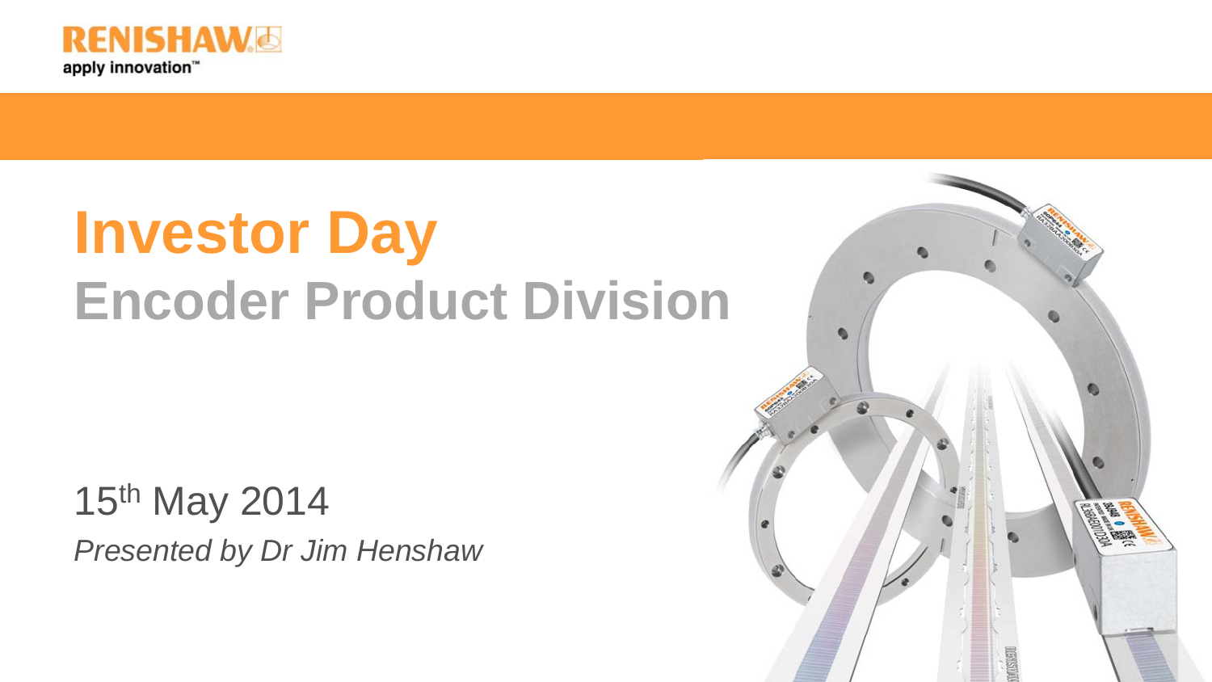RENISHAW

apply innovation™

# Investor Day

## Encoder Product Division

15th May 2014

*Presented by Dr Jim Henshaw*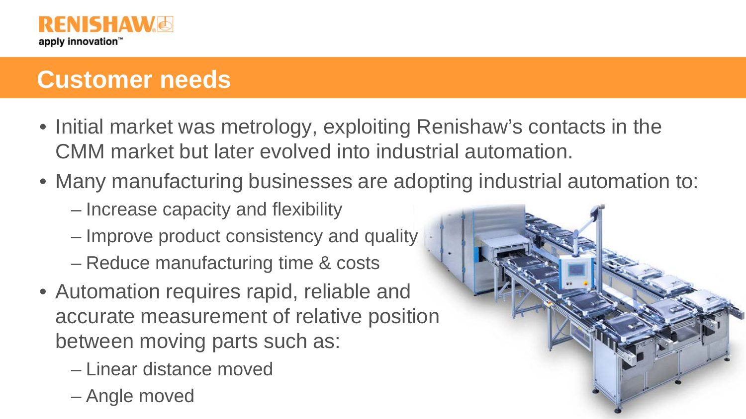# Customer needs

- Initial market was metrology, exploiting Renishaw's contacts in the CMM market but later evolved into industrial automation.
- Many manufacturing businesses are adopting industrial automation to:
  - Increase capacity and flexibility
  - Improve product consistency and quality
  - Reduce manufacturing time & costs
- Automation requires rapid, reliable and accurate measurement of relative position between moving parts such as:
  - Linear distance moved
  - Angle moved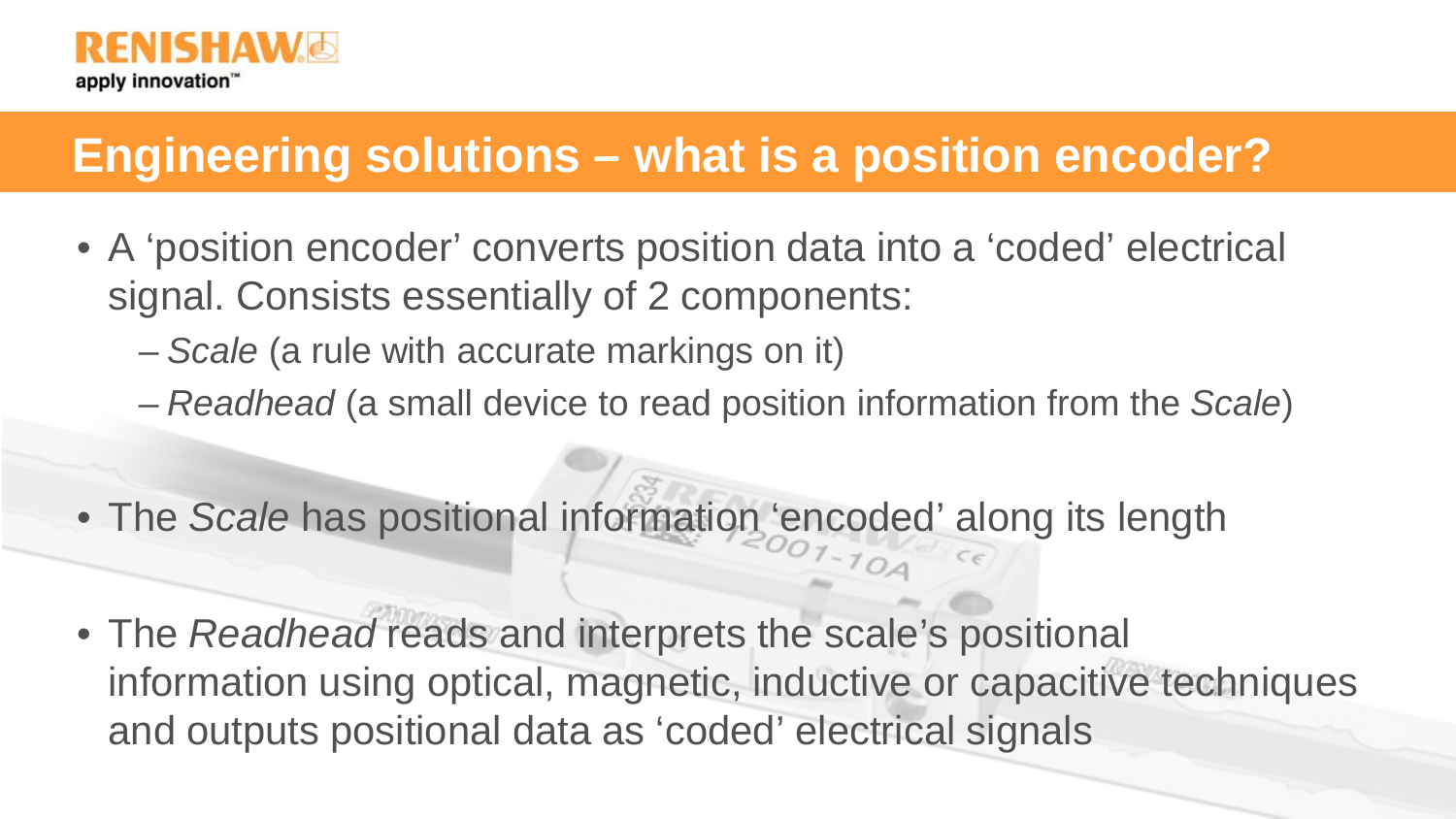# Engineering solutions – what is a position encoder?

- A 'position encoder' converts position data into a 'coded' electrical signal. Consists essentially of 2 components:
  - *Scale* (a rule with accurate markings on it)
  - *Readhead* (a small device to read position information from the *Scale*)
- The *Scale* has positional information 'encoded' along its length
- The *Readhead* reads and interprets the scale's positional information using optical, magnetic, inductive or capacitive techniques and outputs positional data as 'coded' electrical signals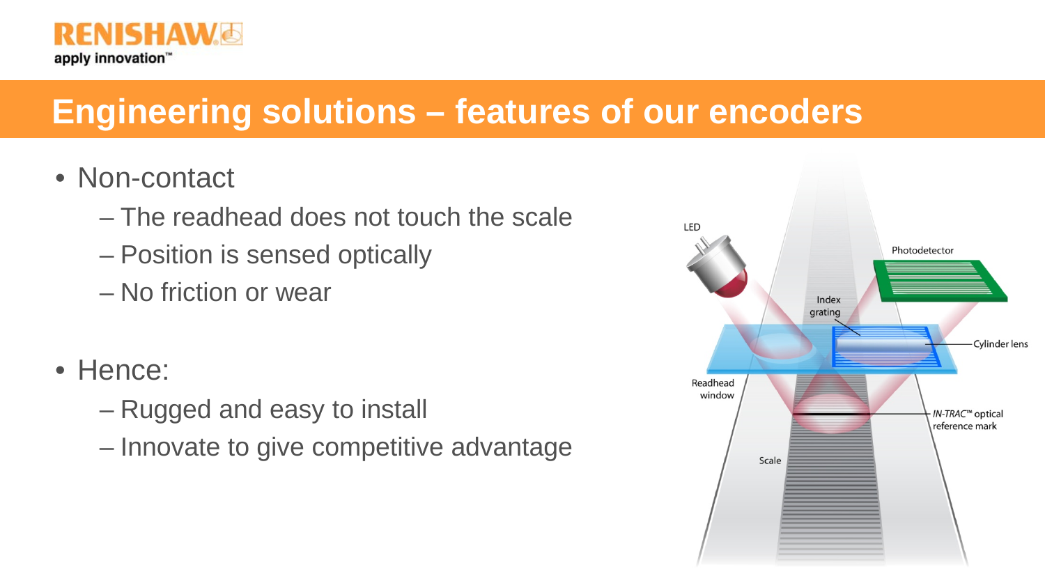# Engineering solutions – features of our encoders

- Non-contact
  - The readhead does not touch the scale
  - Position is sensed optically
  - No friction or wear
- Hence:
  - Rugged and easy to install
  - Innovate to give competitive advantage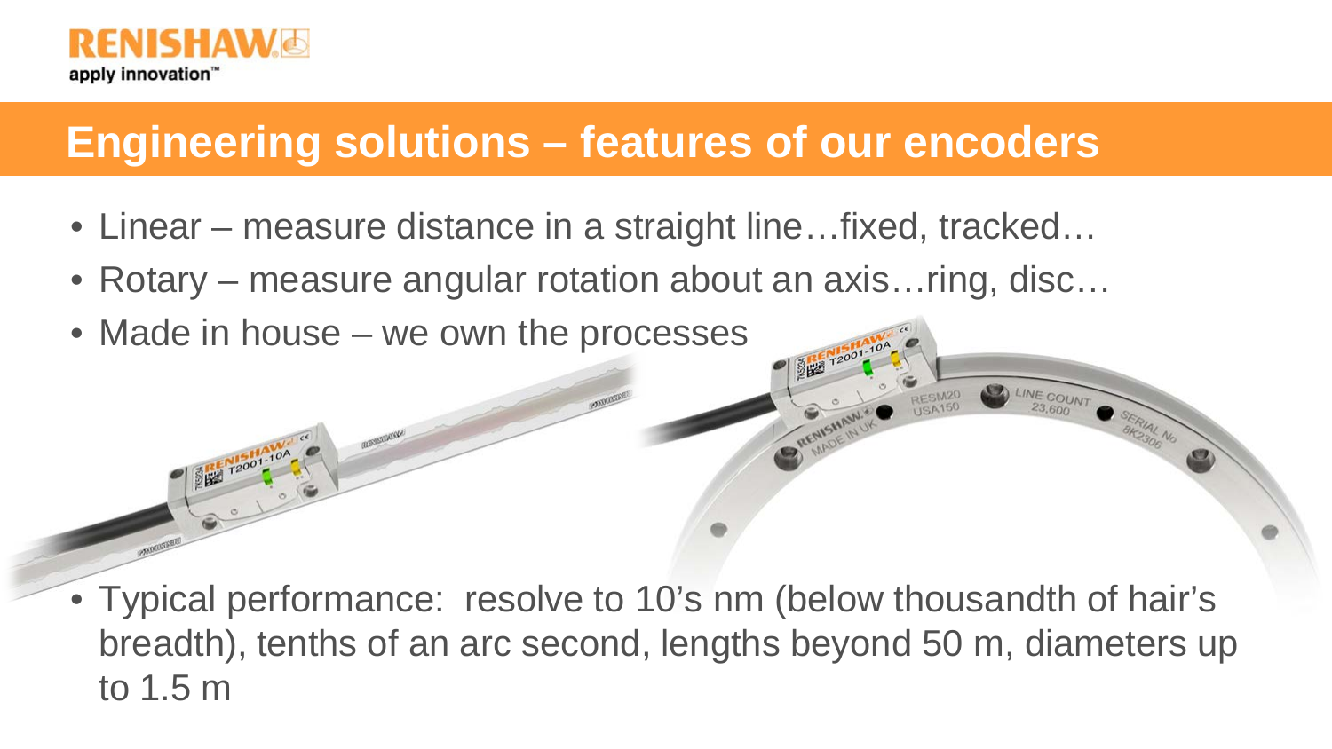# Engineering solutions – features of our encoders

- Linear – measure distance in a straight line…fixed, tracked…
- Rotary – measure angular rotation about an axis…ring, disc…
- Made in house – we own the processes

- Typical performance: resolve to 10's nm (below thousandth of hair's breadth), tenths of an arc second, lengths beyond 50 m, diameters up to 1.5 m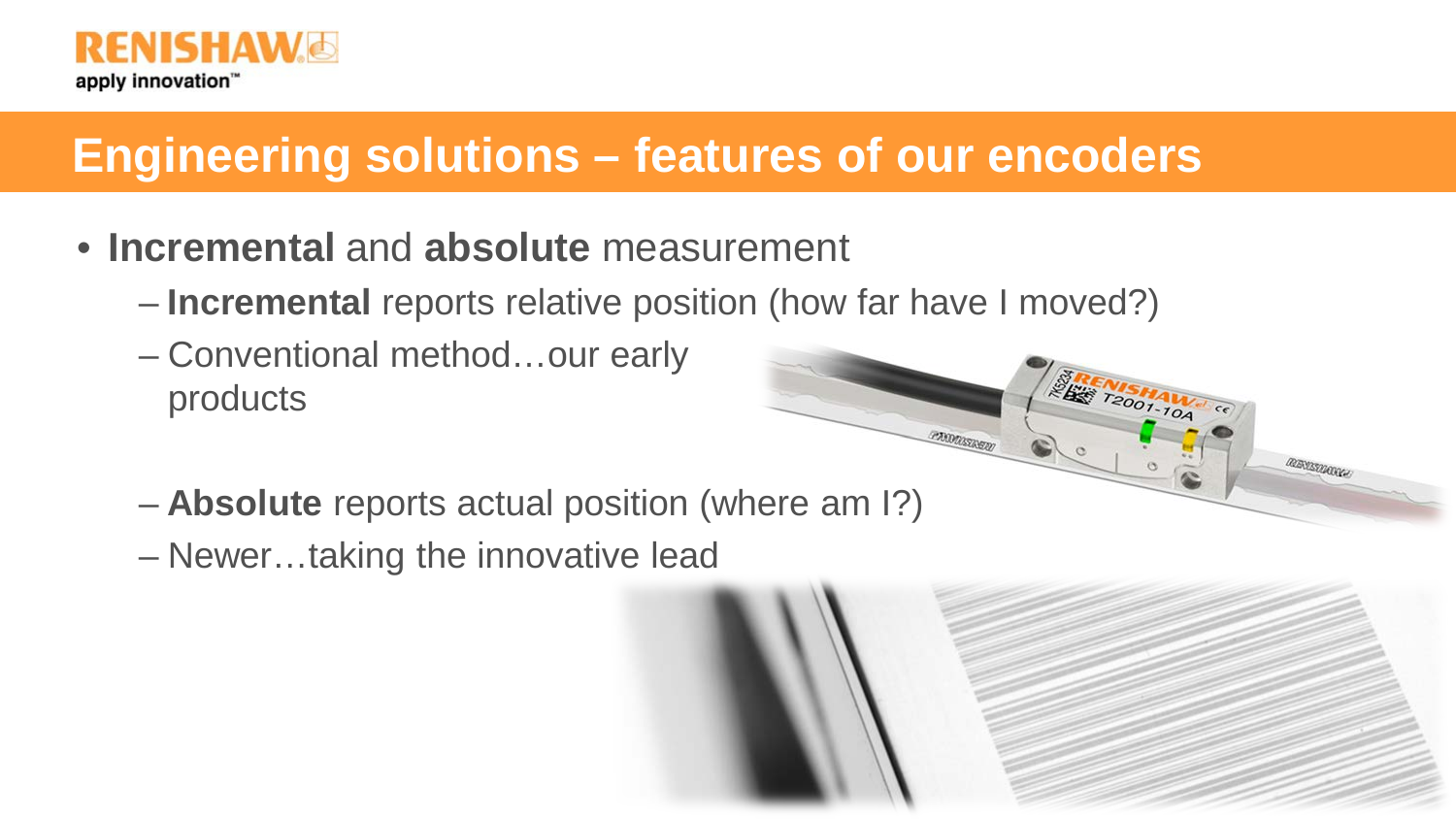# Engineering solutions – features of our encoders

- **Incremental** and **absolute** measurement
  - **Incremental** reports relative position (how far have I moved?)
  - Conventional method…our early products
  - **Absolute** reports actual position (where am I?)
  - Newer…taking the innovative lead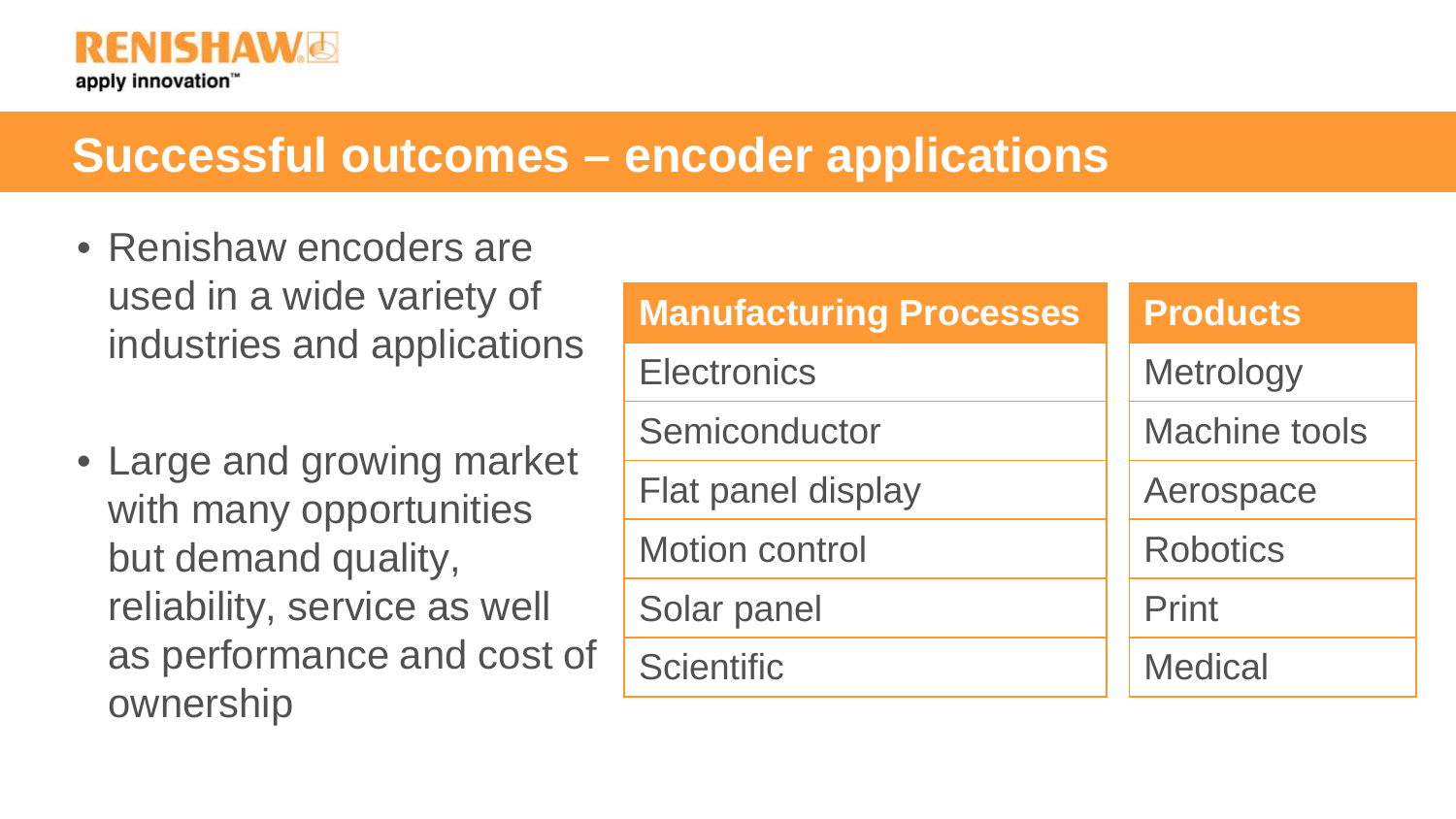# Successful outcomes – encoder applications

- Renishaw encoders are used in a wide variety of industries and applications
- Large and growing market with many opportunities but demand quality, reliability, service as well as performance and cost of ownership

| Manufacturing Processes |
| --- |
| Electronics |
| Semiconductor |
| Flat panel display |
| Motion control |
| Solar panel |
| Scientific |

| Products |
| --- |
| Metrology |
| Machine tools |
| Aerospace |
| Robotics |
| Print |
| Medical |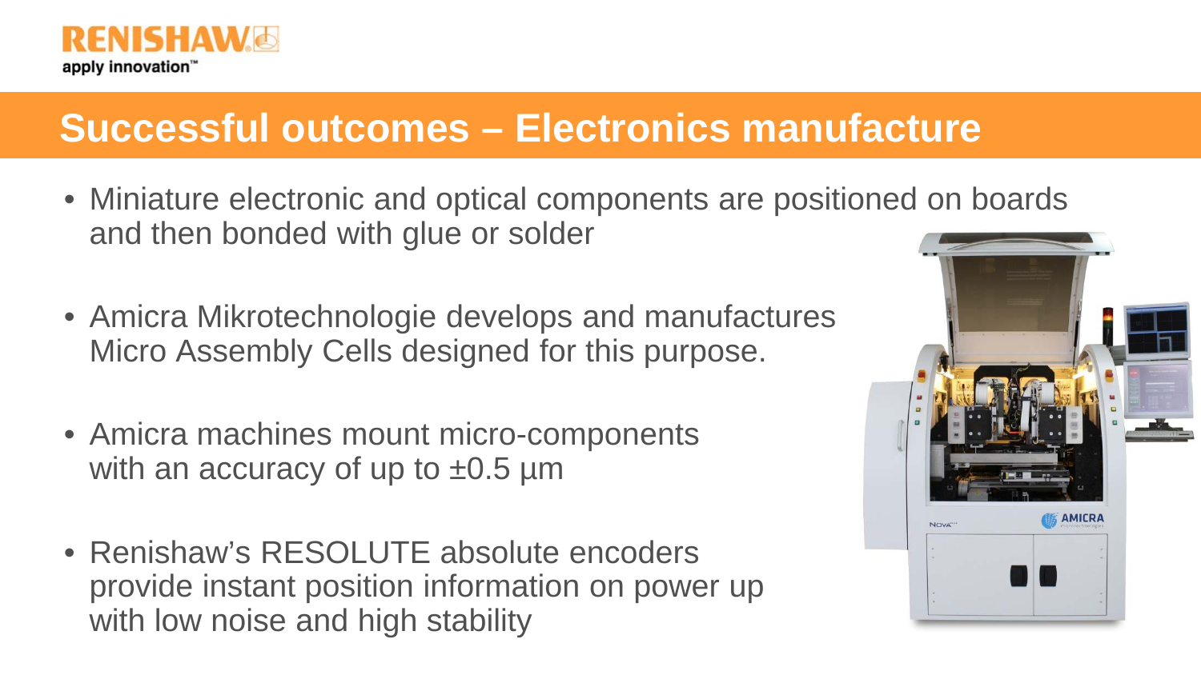# Successful outcomes – Electronics manufacture

- Miniature electronic and optical components are positioned on boards and then bonded with glue or solder
- Amicra Mikrotechnologie develops and manufactures Micro Assembly Cells designed for this purpose.
- Amicra machines mount micro-components with an accuracy of up to ±0.5 µm
- Renishaw's RESOLUTE absolute encoders provide instant position information on power up with low noise and high stability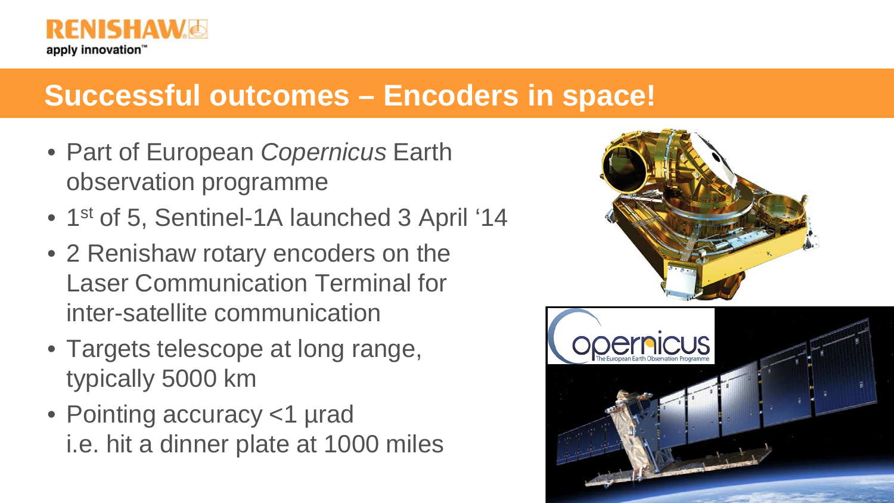# Successful outcomes – Encoders in space!

- Part of European *Copernicus* Earth observation programme
- 1st of 5, Sentinel-1A launched 3 April '14
- 2 Renishaw rotary encoders on the Laser Communication Terminal for inter-satellite communication
- Targets telescope at long range, typically 5000 km
- Pointing accuracy <1 µrad
  i.e. hit a dinner plate at 1000 miles